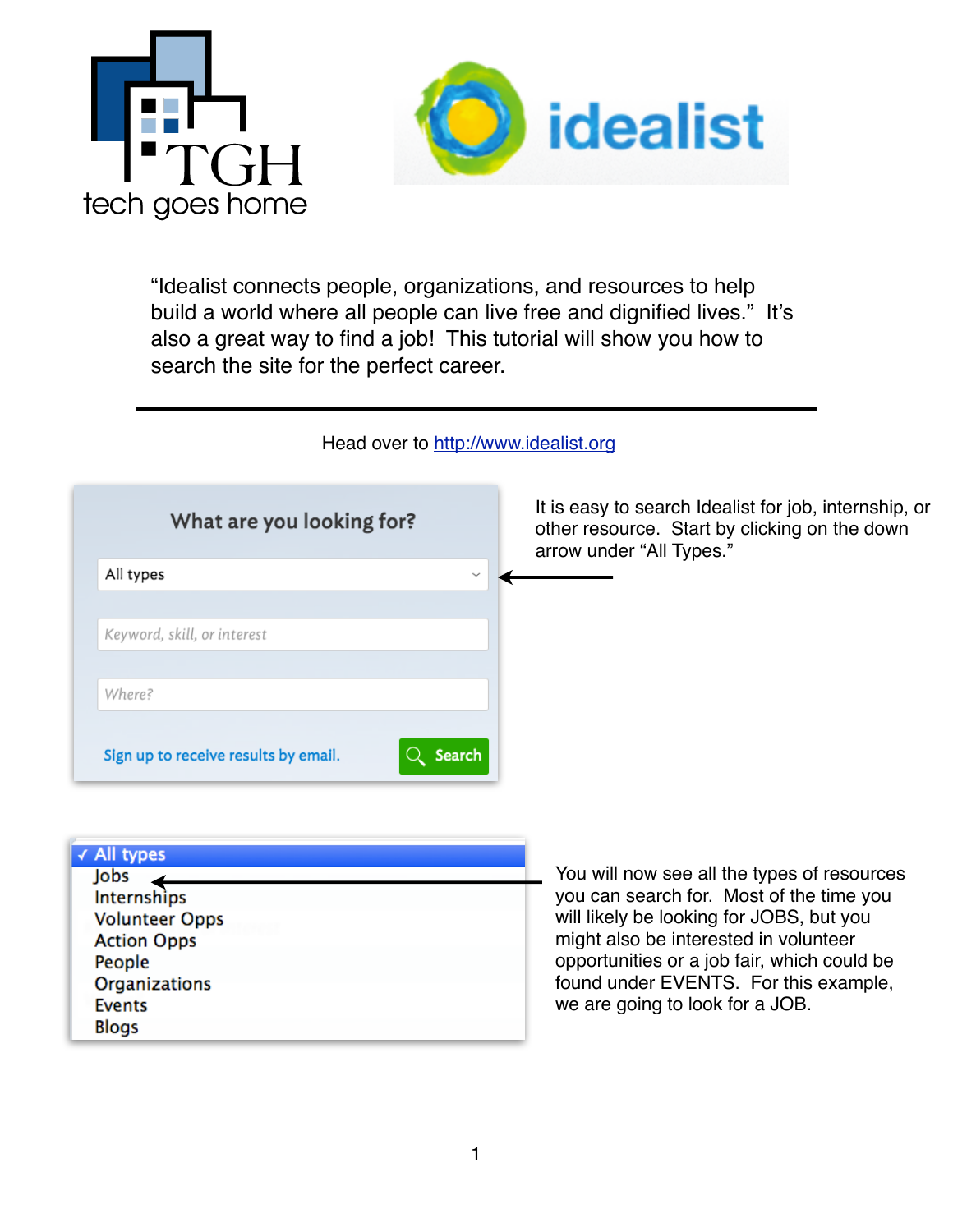"Idealist connects people, organizations, and resources to help build a world where all people can live free and dignified lives." It's also a great way to find a job! This tutorial will show you how to search the site for the perfect career.

---

Head over to [http://www.idealist.org](http://www.idealist.org)

It is easy to search Idealist for job, internship, or other resource. Start by clicking on the down arrow under "All Types."

You will now see all the types of resources you can search for. Most of the time you will likely be looking for JOBS, but you might also be interested in volunteer opportunities or a job fair, which could be found under EVENTS. For this example, we are going to look for a JOB.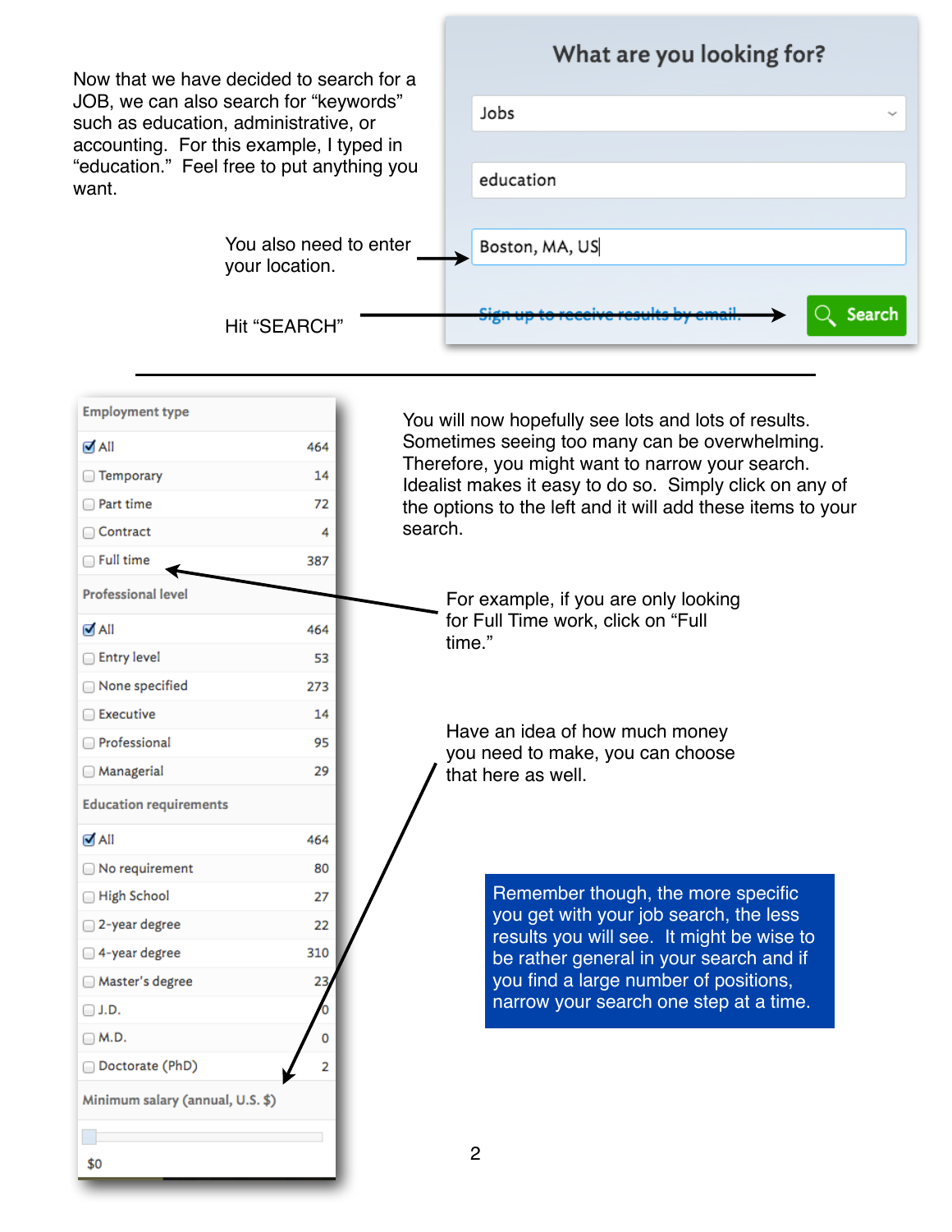Now that we have decided to search for a JOB, we can also search for “keywords” such as education, administrative, or accounting. For this example, I typed in “education.” Feel free to put anything you want.

**What are you looking for?**

Jobs

education

Boston, MA, US

Sign up to receive results by email.

Search

You also need to enter your location.

Hit “SEARCH”

---

You will now hopefully see lots and lots of results. Sometimes seeing too many can be overwhelming. Therefore, you might want to narrow your search. Idealist makes it easy to do so. Simply click on any of the options to the left and it will add these items to your search.

For example, if you are only looking for Full Time work, click on “Full time.”

Have an idea of how much money you need to make, you can choose that here as well.

| Employment type | |
|---|---|
| ☑ All | 464 |
| ☐ Temporary | 14 |
| ☐ Part time | 72 |
| ☐ Contract | 4 |
| ☐ Full time | 387 |

| Professional level | |
|---|---|
| ☑ All | 464 |
| ☐ Entry level | 53 |
| ☐ None specified | 273 |
| ☐ Executive | 14 |
| ☐ Professional | 95 |
| ☐ Managerial | 29 |

| Education requirements | |
|---|---|
| ☑ All | 464 |
| ☐ No requirement | 80 |
| ☐ High School | 27 |
| ☐ 2-year degree | 22 |
| ☐ 4-year degree | 310 |
| ☐ Master's degree | 23 |
| ☐ J.D. | 0 |
| ☐ M.D. | 0 |
| ☐ Doctorate (PhD) | 2 |

Minimum salary (annual, U.S. $)

$0

**Remember though, the more specific you get with your job search, the less results you will see. It might be wise to be rather general in your search and if you find a large number of positions, narrow your search one step at a time.**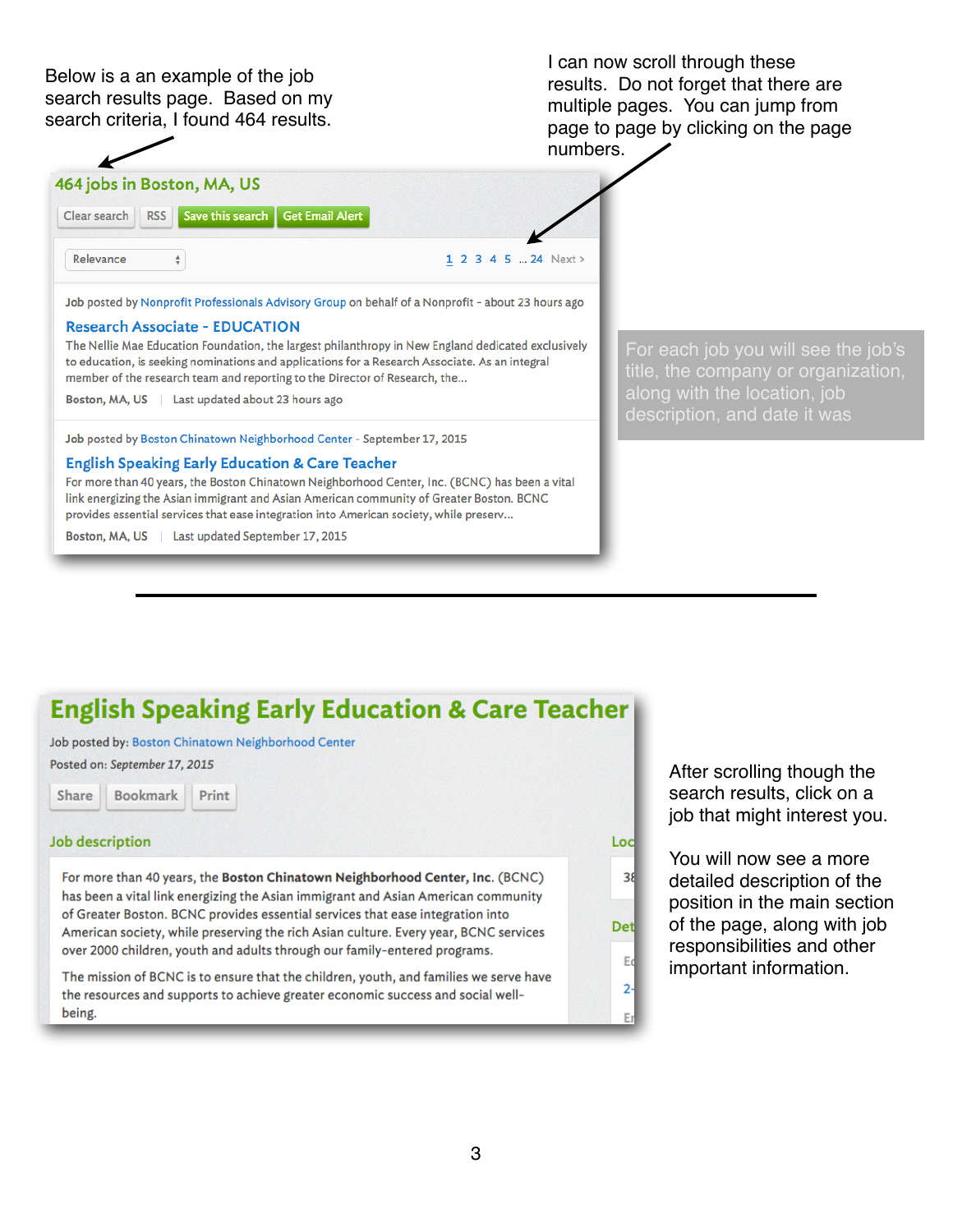Below is a an example of the job search results page. Based on my search criteria, I found 464 results.

I can now scroll through these results. Do not forget that there are multiple pages. You can jump from page to page by clicking on the page numbers.

**464 jobs in Boston, MA, US**

Clear search | RSS | Save this search | Get Email Alert

Relevance

1 2 3 4 5 ... 24 Next >

Job posted by Nonprofit Professionals Advisory Group on behalf of a Nonprofit - about 23 hours ago

**Research Associate - EDUCATION**

The Nellie Mae Education Foundation, the largest philanthropy in New England dedicated exclusively to education, is seeking nominations and applications for a Research Associate. As an integral member of the research team and reporting to the Director of Research, the...

Boston, MA, US | Last updated about 23 hours ago

Job posted by Boston Chinatown Neighborhood Center - September 17, 2015

**English Speaking Early Education & Care Teacher**

For more than 40 years, the Boston Chinatown Neighborhood Center, Inc. (BCNC) has been a vital link energizing the Asian immigrant and Asian American community of Greater Boston. BCNC provides essential services that ease integration into American society, while preserv...

Boston, MA, US | Last updated September 17, 2015

For each job you will see the job's title, the company or organization, along with the location, job description, and date it was

---

## English Speaking Early Education & Care Teacher

Job posted by: Boston Chinatown Neighborhood Center

Posted on: *September 17, 2015*

Share | Bookmark | Print

**Job description**

For more than 40 years, the **Boston Chinatown Neighborhood Center, Inc.** (BCNC) has been a vital link energizing the Asian immigrant and Asian American community of Greater Boston. BCNC provides essential services that ease integration into American society, while preserving the rich Asian culture. Every year, BCNC services over 2000 children, youth and adults through our family-entered programs.

The mission of BCNC is to ensure that the children, youth, and families we serve have the resources and supports to achieve greater economic success and social well-being.

After scrolling though the search results, click on a job that might interest you.

You will now see a more detailed description of the position in the main section of the page, along with job responsibilities and other important information.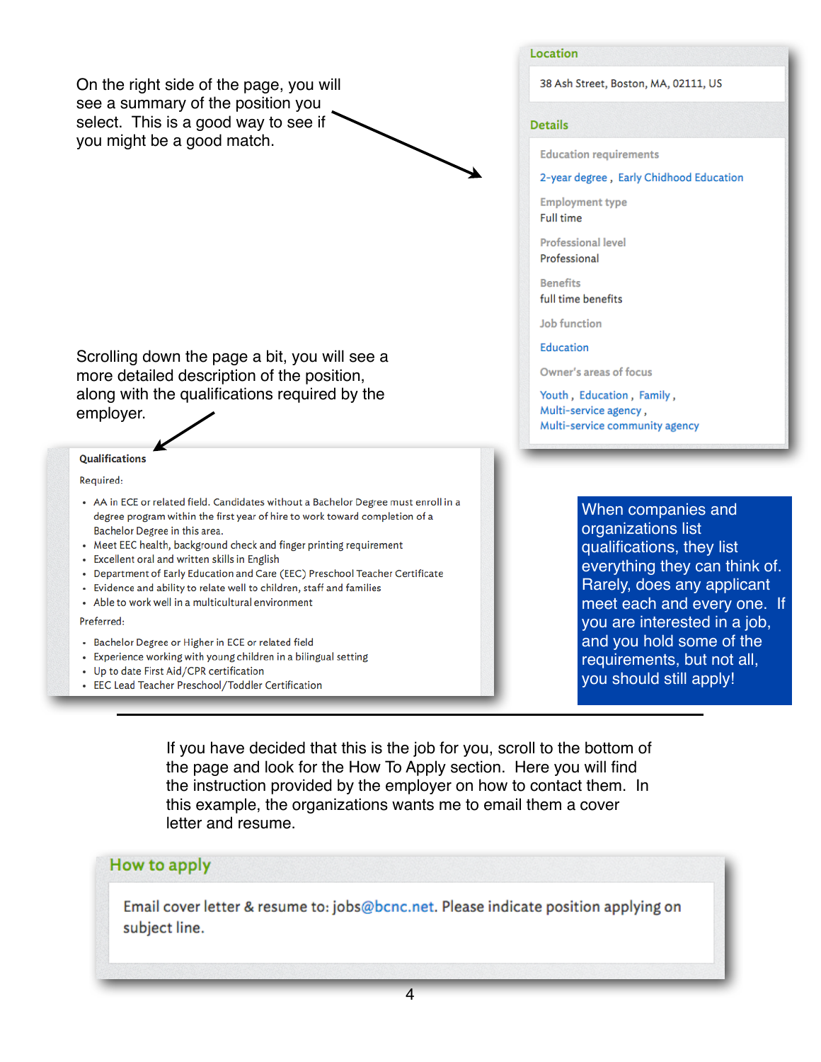On the right side of the page, you will see a summary of the position you select. This is a good way to see if you might be a good match.

**Location**

38 Ash Street, Boston, MA, 02111, US

**Details**

Education requirements

2-year degree , Early Chidhood Education

Employment type

Full time

Professional level

Professional

Benefits

full time benefits

Job function

Education

Owner's areas of focus

Youth , Education , Family , Multi-service agency , Multi-service community agency

Scrolling down the page a bit, you will see a more detailed description of the position, along with the qualifications required by the employer.

**Qualifications**

Required:

- AA in ECE or related field. Candidates without a Bachelor Degree must enroll in a degree program within the first year of hire to work toward completion of a Bachelor Degree in this area.
- Meet EEC health, background check and finger printing requirement
- Excellent oral and written skills in English
- Department of Early Education and Care (EEC) Preschool Teacher Certificate
- Evidence and ability to relate well to children, staff and families
- Able to work well in a multicultural environment

Preferred:

- Bachelor Degree or Higher in ECE or related field
- Experience working with young children in a bilingual setting
- Up to date First Aid/CPR certification
- EEC Lead Teacher Preschool/Toddler Certification

When companies and organizations list qualifications, they list everything they can think of. Rarely, does any applicant meet each and every one. If you are interested in a job, and you hold some of the requirements, but not all, you should still apply!

---

If you have decided that this is the job for you, scroll to the bottom of the page and look for the How To Apply section. Here you will find the instruction provided by the employer on how to contact them. In this example, the organizations wants me to email them a cover letter and resume.

**How to apply**

Email cover letter & resume to: jobs@bcnc.net. Please indicate position applying on subject line.